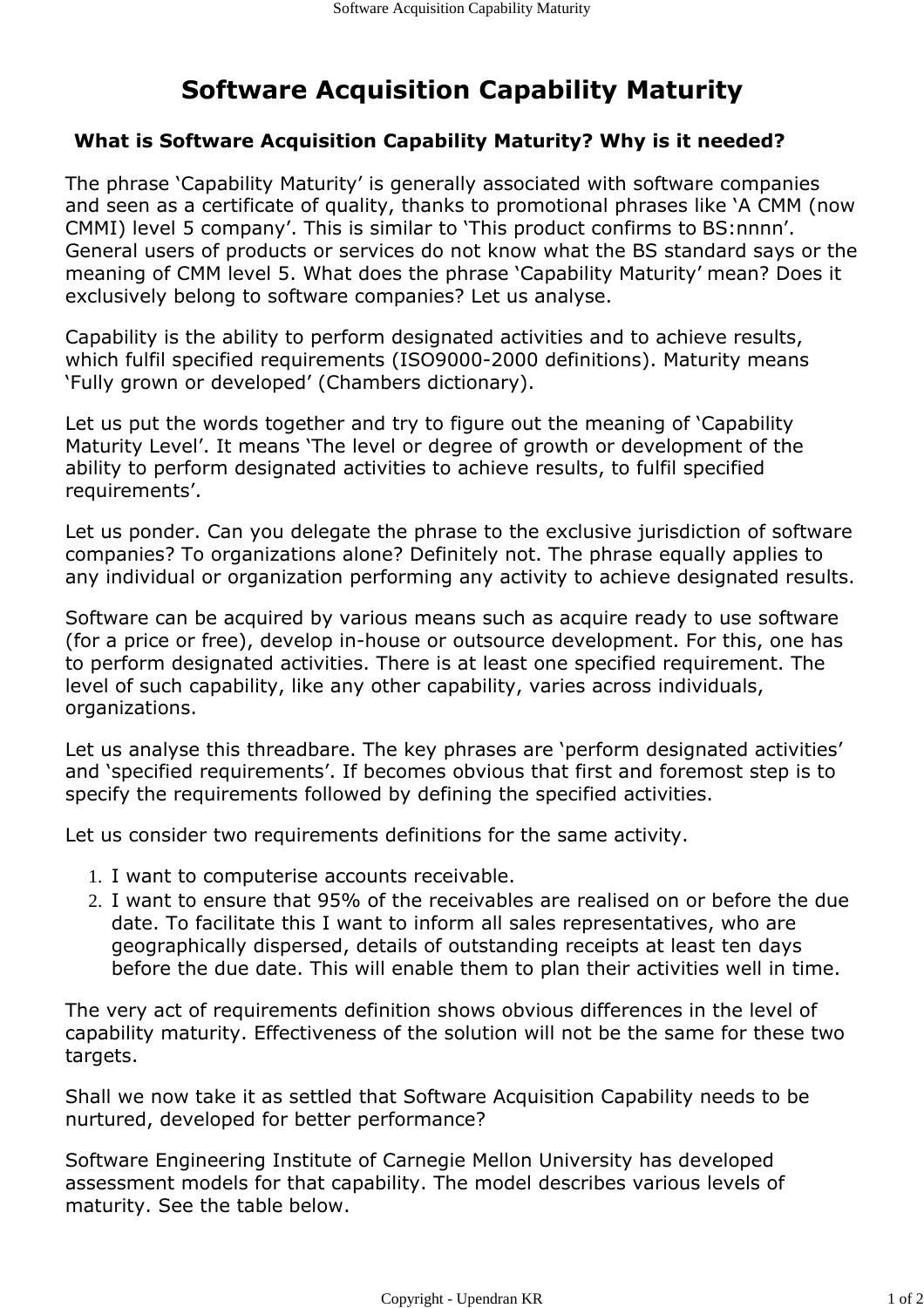# Software Acquisition Capability Maturity

## What is Software Acquisition Capability Maturity? Why is it needed?

The phrase 'Capability Maturity' is generally associated with software companies and seen as a certificate of quality, thanks to promotional phrases like 'A CMM (now CMMI) level 5 company'. This is similar to 'This product confirms to BS:nnnn'. General users of products or services do not know what the BS standard says or the meaning of CMM level 5. What does the phrase 'Capability Maturity' mean? Does it exclusively belong to software companies? Let us analyse.

Capability is the ability to perform designated activities and to achieve results, which fulfil specified requirements (ISO9000-2000 definitions). Maturity means 'Fully grown or developed' (Chambers dictionary).

Let us put the words together and try to figure out the meaning of 'Capability Maturity Level'. It means 'The level or degree of growth or development of the ability to perform designated activities to achieve results, to fulfil specified requirements'.

Let us ponder. Can you delegate the phrase to the exclusive jurisdiction of software companies? To organizations alone? Definitely not. The phrase equally applies to any individual or organization performing any activity to achieve designated results.

Software can be acquired by various means such as acquire ready to use software (for a price or free), develop in-house or outsource development. For this, one has to perform designated activities. There is at least one specified requirement. The level of such capability, like any other capability, varies across individuals, organizations.

Let us analyse this threadbare. The key phrases are 'perform designated activities' and 'specified requirements'. If becomes obvious that first and foremost step is to specify the requirements followed by defining the specified activities.

Let us consider two requirements definitions for the same activity.

1. I want to computerise accounts receivable.
2. I want to ensure that 95% of the receivables are realised on or before the due date. To facilitate this I want to inform all sales representatives, who are geographically dispersed, details of outstanding receipts at least ten days before the due date. This will enable them to plan their activities well in time.

The very act of requirements definition shows obvious differences in the level of capability maturity. Effectiveness of the solution will not be the same for these two targets.

Shall we now take it as settled that Software Acquisition Capability needs to be nurtured, developed for better performance?

Software Engineering Institute of Carnegie Mellon University has developed assessment models for that capability. The model describes various levels of maturity. See the table below.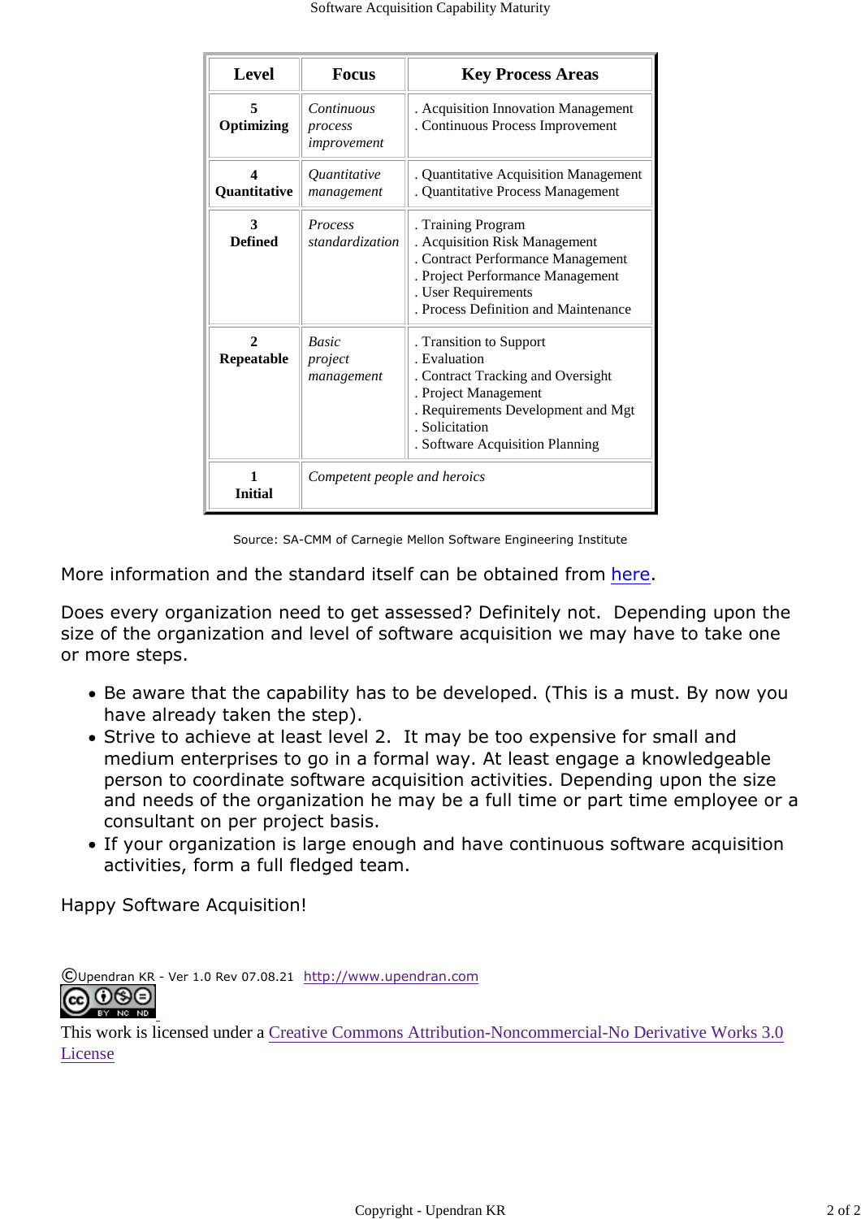| Level | Focus | Key Process Areas |
|---|---|---|
| **5 Optimizing** | *Continuous process improvement* | . Acquisition Innovation Management<br>. Continuous Process Improvement |
| **4 Quantitative** | *Quantitative management* | . Quantitative Acquisition Management<br>. Quantitative Process Management |
| **3 Defined** | *Process standardization* | . Training Program<br>. Acquisition Risk Management<br>. Contract Performance Management<br>. Project Performance Management<br>. User Requirements<br>. Process Definition and Maintenance |
| **2 Repeatable** | *Basic project management* | . Transition to Support<br>. Evaluation<br>. Contract Tracking and Oversight<br>. Project Management<br>. Requirements Development and Mgt<br>. Solicitation<br>. Software Acquisition Planning |
| **1 Initial** | *Competent people and heroics* | |

Source: SA-CMM of Carnegie Mellon Software Engineering Institute

More information and the standard itself can be obtained from here.

Does every organization need to get assessed? Definitely not. Depending upon the size of the organization and level of software acquisition we may have to take one or more steps.

- Be aware that the capability has to be developed. (This is a must. By now you have already taken the step).
- Strive to achieve at least level 2. It may be too expensive for small and medium enterprises to go in a formal way. At least engage a knowledgeable person to coordinate software acquisition activities. Depending upon the size and needs of the organization he may be a full time or part time employee or a consultant on per project basis.
- If your organization is large enough and have continuous software acquisition activities, form a full fledged team.

Happy Software Acquisition!

©Upendran KR - Ver 1.0 Rev 07.08.21 http://www.upendran.com

This work is licensed under a Creative Commons Attribution-Noncommercial-No Derivative Works 3.0 License